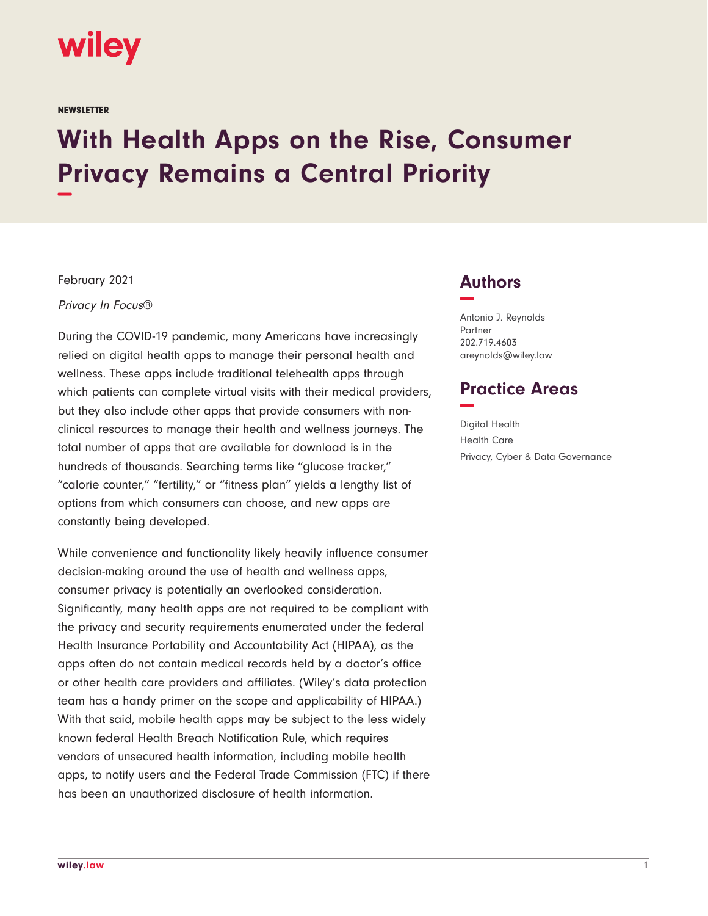wiley

NEWSLETTER

# With Health Apps on the Rise, Consumer Privacy Remains a Central Priority

February 2021

*Privacy In Focus®*

During the COVID-19 pandemic, many Americans have increasingly relied on digital health apps to manage their personal health and wellness. These apps include traditional telehealth apps through which patients can complete virtual visits with their medical providers, but they also include other apps that provide consumers with non-clinical resources to manage their health and wellness journeys. The total number of apps that are available for download is in the hundreds of thousands. Searching terms like "glucose tracker," "calorie counter," "fertility," or "fitness plan" yields a lengthy list of options from which consumers can choose, and new apps are constantly being developed.

While convenience and functionality likely heavily influence consumer decision-making around the use of health and wellness apps, consumer privacy is potentially an overlooked consideration. Significantly, many health apps are not required to be compliant with the privacy and security requirements enumerated under the federal Health Insurance Portability and Accountability Act (HIPAA), as the apps often do not contain medical records held by a doctor's office or other health care providers and affiliates. (Wiley's data protection team has a handy primer on the scope and applicability of HIPAA.) With that said, mobile health apps may be subject to the less widely known federal Health Breach Notification Rule, which requires vendors of unsecured health information, including mobile health apps, to notify users and the Federal Trade Commission (FTC) if there has been an unauthorized disclosure of health information.

## Authors

Antonio J. Reynolds
Partner
202.719.4603
areynolds@wiley.law

## Practice Areas

Digital Health
Health Care
Privacy, Cyber & Data Governance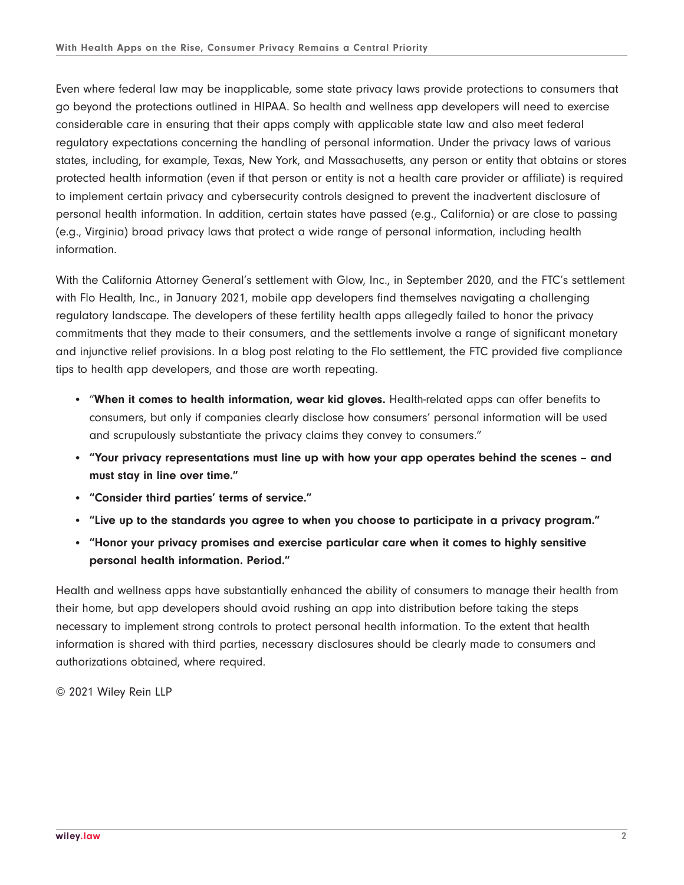Even where federal law may be inapplicable, some state privacy laws provide protections to consumers that go beyond the protections outlined in HIPAA. So health and wellness app developers will need to exercise considerable care in ensuring that their apps comply with applicable state law and also meet federal regulatory expectations concerning the handling of personal information. Under the privacy laws of various states, including, for example, Texas, New York, and Massachusetts, any person or entity that obtains or stores protected health information (even if that person or entity is not a health care provider or affiliate) is required to implement certain privacy and cybersecurity controls designed to prevent the inadvertent disclosure of personal health information. In addition, certain states have passed (e.g., California) or are close to passing (e.g., Virginia) broad privacy laws that protect a wide range of personal information, including health information.

With the California Attorney General's settlement with Glow, Inc., in September 2020, and the FTC's settlement with Flo Health, Inc., in January 2021, mobile app developers find themselves navigating a challenging regulatory landscape. The developers of these fertility health apps allegedly failed to honor the privacy commitments that they made to their consumers, and the settlements involve a range of significant monetary and injunctive relief provisions. In a blog post relating to the Flo settlement, the FTC provided five compliance tips to health app developers, and those are worth repeating.

- "**When it comes to health information, wear kid gloves.** Health-related apps can offer benefits to consumers, but only if companies clearly disclose how consumers' personal information will be used and scrupulously substantiate the privacy claims they convey to consumers."
- **"Your privacy representations must line up with how your app operates behind the scenes – and must stay in line over time."**
- **"Consider third parties' terms of service."**
- **"Live up to the standards you agree to when you choose to participate in a privacy program."**
- **"Honor your privacy promises and exercise particular care when it comes to highly sensitive personal health information. Period."**

Health and wellness apps have substantially enhanced the ability of consumers to manage their health from their home, but app developers should avoid rushing an app into distribution before taking the steps necessary to implement strong controls to protect personal health information. To the extent that health information is shared with third parties, necessary disclosures should be clearly made to consumers and authorizations obtained, where required.

© 2021 Wiley Rein LLP